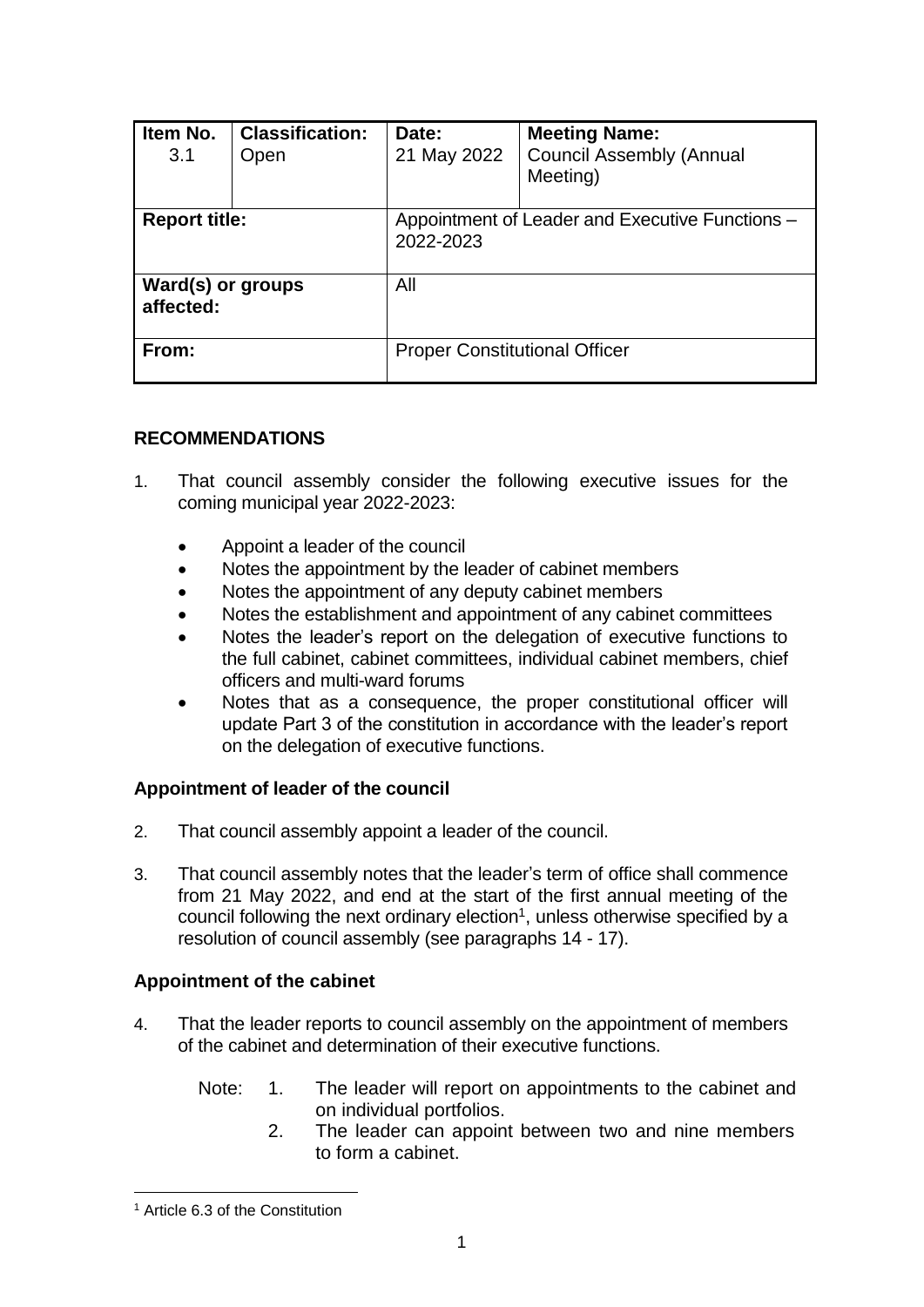| Item No. 3.1 | Classification: Open | Date: 21 May 2022 | Meeting Name: Council Assembly (Annual Meeting) |
|---|---|---|---|
| **Report title:** | | Appointment of Leader and Executive Functions – 2022-2023 | |
| **Ward(s) or groups affected:** | | All | |
| **From:** | | Proper Constitutional Officer | |

## RECOMMENDATIONS

1. That council assembly consider the following executive issues for the coming municipal year 2022-2023:

   - Appoint a leader of the council
   - Notes the appointment by the leader of cabinet members
   - Notes the appointment of any deputy cabinet members
   - Notes the establishment and appointment of any cabinet committees
   - Notes the leader's report on the delegation of executive functions to the full cabinet, cabinet committees, individual cabinet members, chief officers and multi-ward forums
   - Notes that as a consequence, the proper constitutional officer will update Part 3 of the constitution in accordance with the leader's report on the delegation of executive functions.

### Appointment of leader of the council

2. That council assembly appoint a leader of the council.

3. That council assembly notes that the leader's term of office shall commence from 21 May 2022, and end at the start of the first annual meeting of the council following the next ordinary election[1], unless otherwise specified by a resolution of council assembly (see paragraphs 14 - 17).

### Appointment of the cabinet

4. That the leader reports to council assembly on the appointment of members of the cabinet and determination of their executive functions.

   Note:
   1. The leader will report on appointments to the cabinet and on individual portfolios.
   2. The leader can appoint between two and nine members to form a cabinet.

[1] Article 6.3 of the Constitution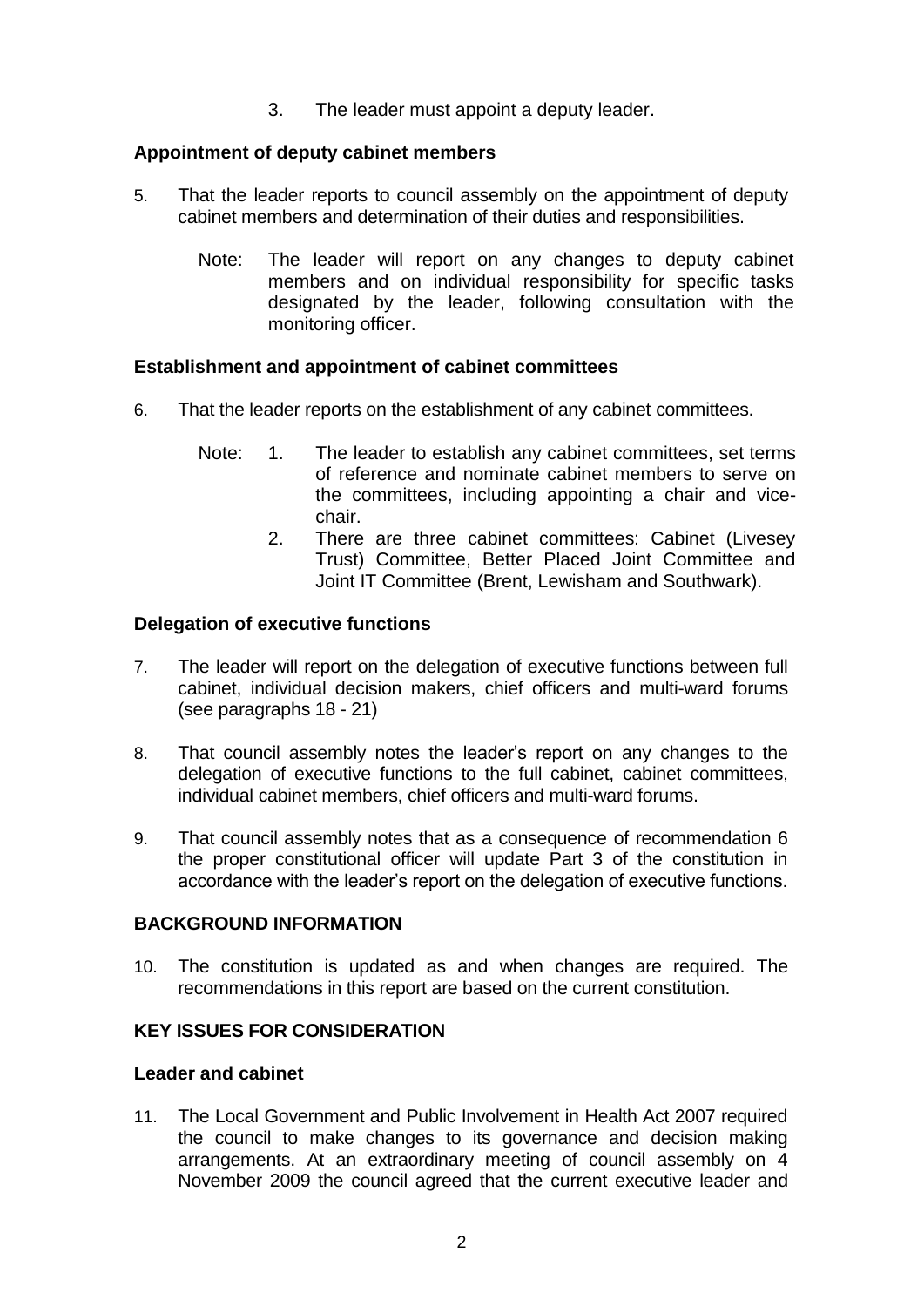3. The leader must appoint a deputy leader.

### Appointment of deputy cabinet members

5. That the leader reports to council assembly on the appointment of deputy cabinet members and determination of their duties and responsibilities.

   Note: The leader will report on any changes to deputy cabinet members and on individual responsibility for specific tasks designated by the leader, following consultation with the monitoring officer.

### Establishment and appointment of cabinet committees

6. That the leader reports on the establishment of any cabinet committees.

   Note:
   1. The leader to establish any cabinet committees, set terms of reference and nominate cabinet members to serve on the committees, including appointing a chair and vice-chair.
   2. There are three cabinet committees: Cabinet (Livesey Trust) Committee, Better Placed Joint Committee and Joint IT Committee (Brent, Lewisham and Southwark).

### Delegation of executive functions

7. The leader will report on the delegation of executive functions between full cabinet, individual decision makers, chief officers and multi-ward forums (see paragraphs 18 - 21)

8. That council assembly notes the leader's report on any changes to the delegation of executive functions to the full cabinet, cabinet committees, individual cabinet members, chief officers and multi-ward forums.

9. That council assembly notes that as a consequence of recommendation 6 the proper constitutional officer will update Part 3 of the constitution in accordance with the leader's report on the delegation of executive functions.

## BACKGROUND INFORMATION

10. The constitution is updated as and when changes are required. The recommendations in this report are based on the current constitution.

## KEY ISSUES FOR CONSIDERATION

### Leader and cabinet

11. The Local Government and Public Involvement in Health Act 2007 required the council to make changes to its governance and decision making arrangements. At an extraordinary meeting of council assembly on 4 November 2009 the council agreed that the current executive leader and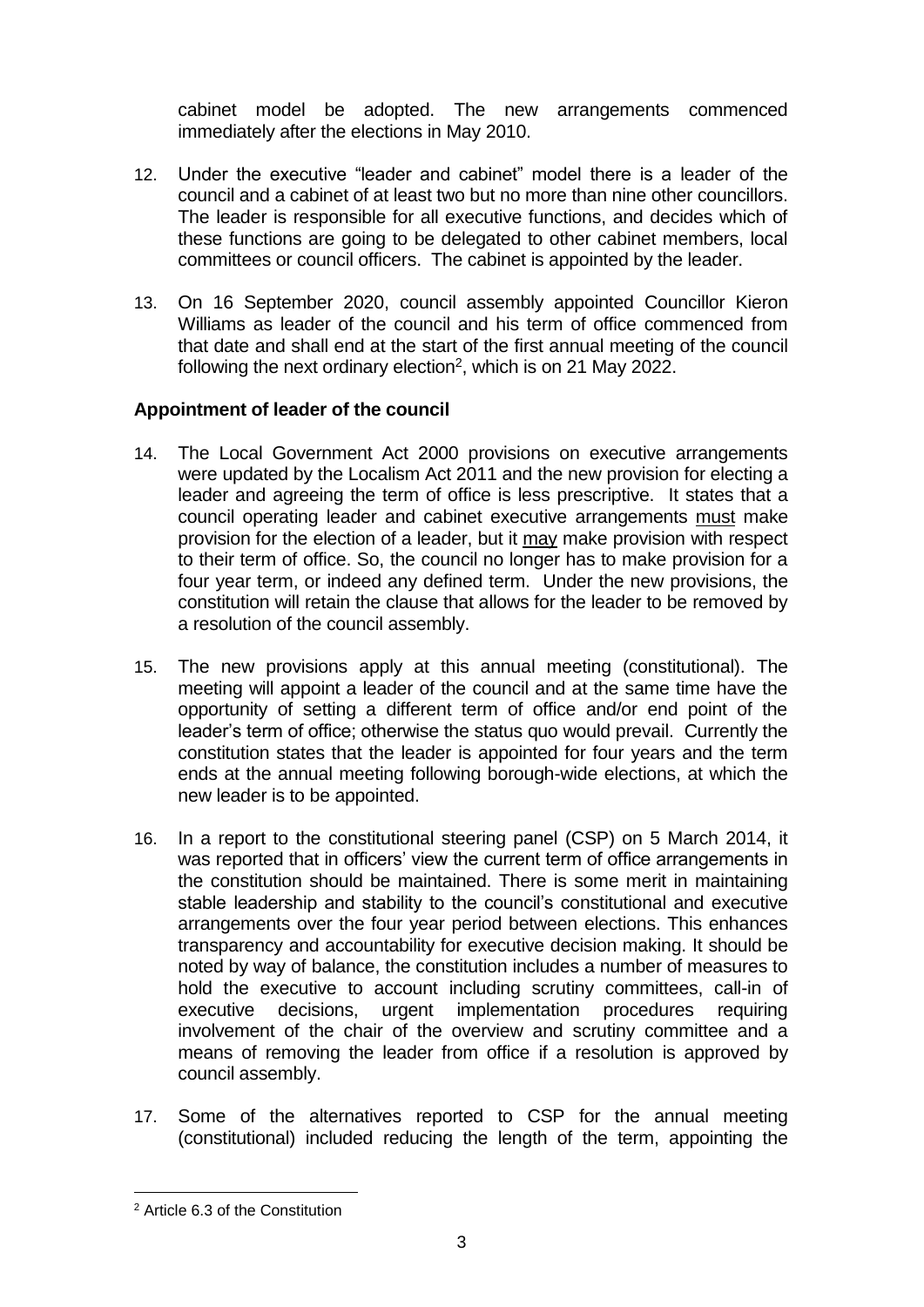cabinet model be adopted. The new arrangements commenced immediately after the elections in May 2010.

12. Under the executive "leader and cabinet" model there is a leader of the council and a cabinet of at least two but no more than nine other councillors. The leader is responsible for all executive functions, and decides which of these functions are going to be delegated to other cabinet members, local committees or council officers. The cabinet is appointed by the leader.

13. On 16 September 2020, council assembly appointed Councillor Kieron Williams as leader of the council and his term of office commenced from that date and shall end at the start of the first annual meeting of the council following the next ordinary election[2], which is on 21 May 2022.

**Appointment of leader of the council**

14. The Local Government Act 2000 provisions on executive arrangements were updated by the Localism Act 2011 and the new provision for electing a leader and agreeing the term of office is less prescriptive. It states that a council operating leader and cabinet executive arrangements must make provision for the election of a leader, but it may make provision with respect to their term of office. So, the council no longer has to make provision for a four year term, or indeed any defined term. Under the new provisions, the constitution will retain the clause that allows for the leader to be removed by a resolution of the council assembly.

15. The new provisions apply at this annual meeting (constitutional). The meeting will appoint a leader of the council and at the same time have the opportunity of setting a different term of office and/or end point of the leader's term of office; otherwise the status quo would prevail. Currently the constitution states that the leader is appointed for four years and the term ends at the annual meeting following borough-wide elections, at which the new leader is to be appointed.

16. In a report to the constitutional steering panel (CSP) on 5 March 2014, it was reported that in officers' view the current term of office arrangements in the constitution should be maintained. There is some merit in maintaining stable leadership and stability to the council's constitutional and executive arrangements over the four year period between elections. This enhances transparency and accountability for executive decision making. It should be noted by way of balance, the constitution includes a number of measures to hold the executive to account including scrutiny committees, call-in of executive decisions, urgent implementation procedures requiring involvement of the chair of the overview and scrutiny committee and a means of removing the leader from office if a resolution is approved by council assembly.

17. Some of the alternatives reported to CSP for the annual meeting (constitutional) included reducing the length of the term, appointing the

[2] Article 6.3 of the Constitution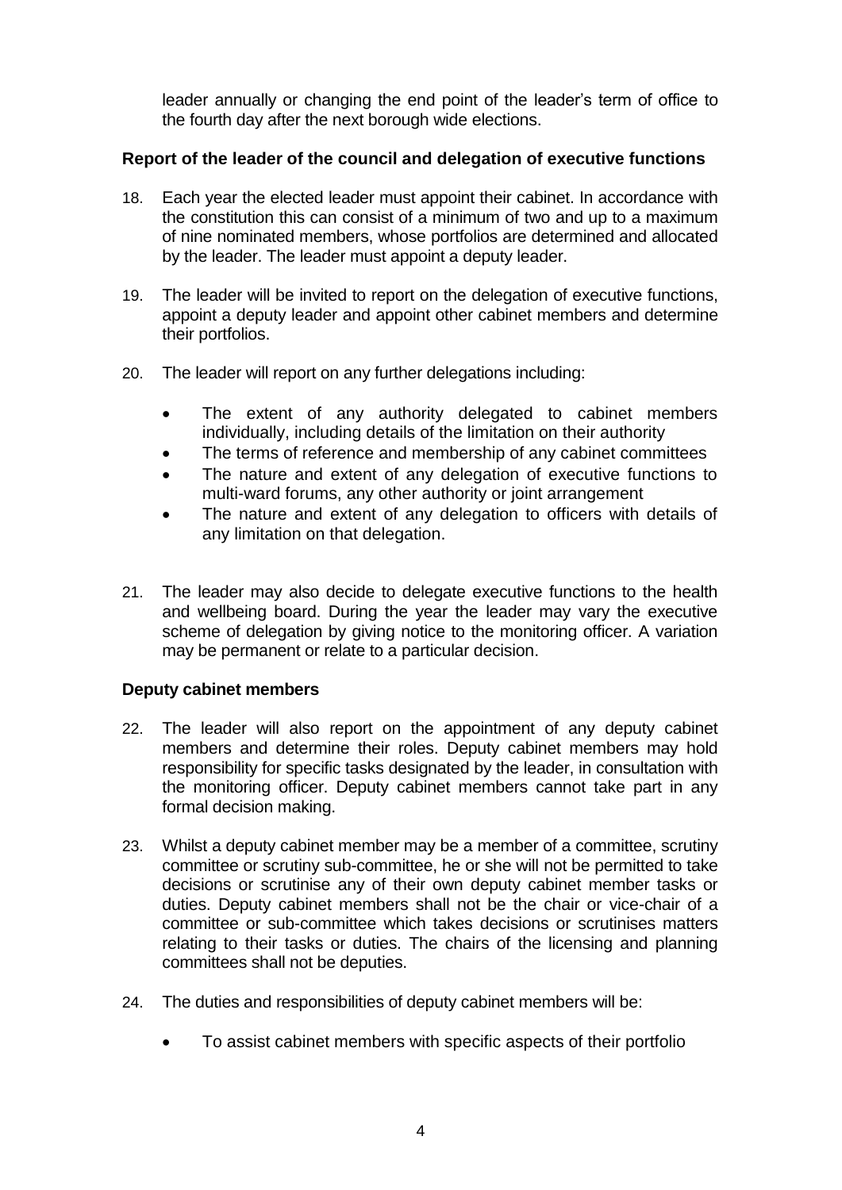leader annually or changing the end point of the leader's term of office to the fourth day after the next borough wide elections.

**Report of the leader of the council and delegation of executive functions**

18. Each year the elected leader must appoint their cabinet. In accordance with the constitution this can consist of a minimum of two and up to a maximum of nine nominated members, whose portfolios are determined and allocated by the leader. The leader must appoint a deputy leader.

19. The leader will be invited to report on the delegation of executive functions, appoint a deputy leader and appoint other cabinet members and determine their portfolios.

20. The leader will report on any further delegations including:

    - The extent of any authority delegated to cabinet members individually, including details of the limitation on their authority
    - The terms of reference and membership of any cabinet committees
    - The nature and extent of any delegation of executive functions to multi-ward forums, any other authority or joint arrangement
    - The nature and extent of any delegation to officers with details of any limitation on that delegation.

21. The leader may also decide to delegate executive functions to the health and wellbeing board. During the year the leader may vary the executive scheme of delegation by giving notice to the monitoring officer. A variation may be permanent or relate to a particular decision.

**Deputy cabinet members**

22. The leader will also report on the appointment of any deputy cabinet members and determine their roles. Deputy cabinet members may hold responsibility for specific tasks designated by the leader, in consultation with the monitoring officer. Deputy cabinet members cannot take part in any formal decision making.

23. Whilst a deputy cabinet member may be a member of a committee, scrutiny committee or scrutiny sub-committee, he or she will not be permitted to take decisions or scrutinise any of their own deputy cabinet member tasks or duties. Deputy cabinet members shall not be the chair or vice-chair of a committee or sub-committee which takes decisions or scrutinises matters relating to their tasks or duties. The chairs of the licensing and planning committees shall not be deputies.

24. The duties and responsibilities of deputy cabinet members will be:

    - To assist cabinet members with specific aspects of their portfolio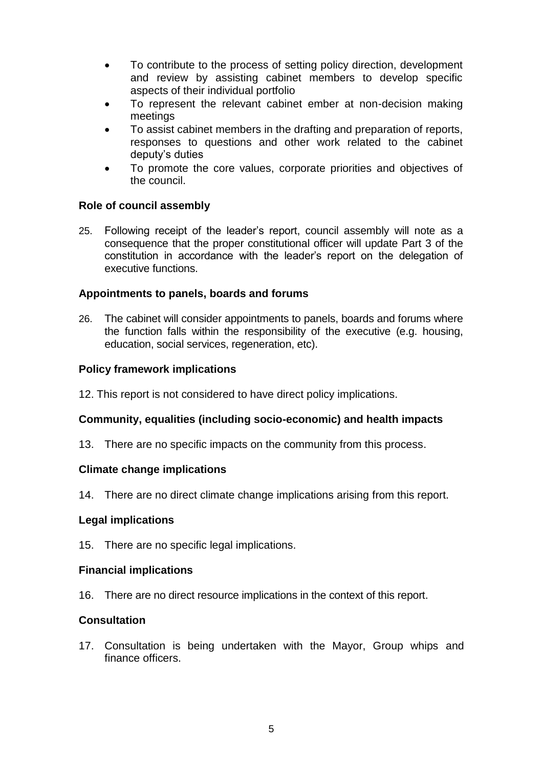- To contribute to the process of setting policy direction, development and review by assisting cabinet members to develop specific aspects of their individual portfolio
- To represent the relevant cabinet ember at non-decision making meetings
- To assist cabinet members in the drafting and preparation of reports, responses to questions and other work related to the cabinet deputy's duties
- To promote the core values, corporate priorities and objectives of the council.

**Role of council assembly**

25. Following receipt of the leader's report, council assembly will note as a consequence that the proper constitutional officer will update Part 3 of the constitution in accordance with the leader's report on the delegation of executive functions.

**Appointments to panels, boards and forums**

26. The cabinet will consider appointments to panels, boards and forums where the function falls within the responsibility of the executive (e.g. housing, education, social services, regeneration, etc).

**Policy framework implications**

12. This report is not considered to have direct policy implications.

**Community, equalities (including socio-economic) and health impacts**

13. There are no specific impacts on the community from this process.

**Climate change implications**

14. There are no direct climate change implications arising from this report.

**Legal implications**

15. There are no specific legal implications.

**Financial implications**

16. There are no direct resource implications in the context of this report.

**Consultation**

17. Consultation is being undertaken with the Mayor, Group whips and finance officers.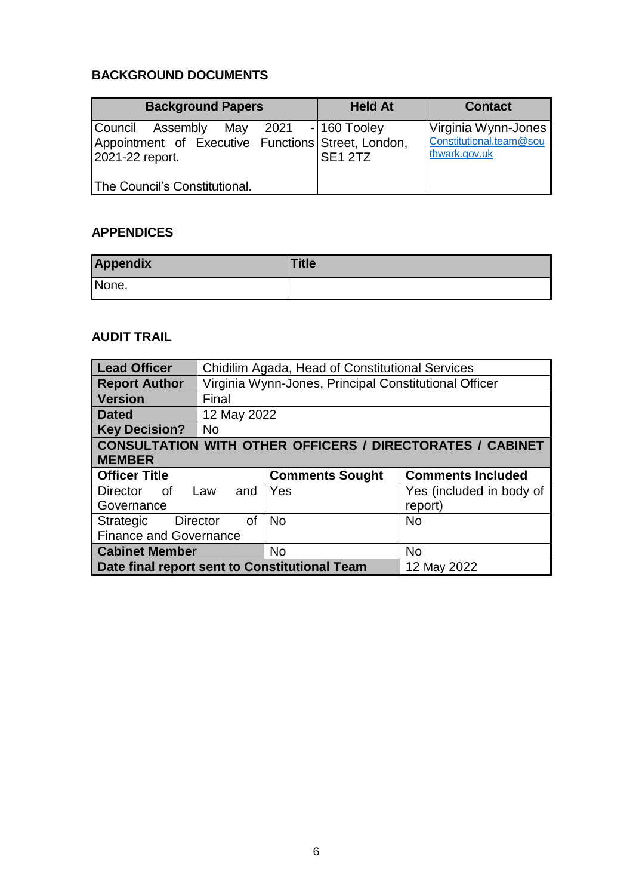## BACKGROUND DOCUMENTS

| Background Papers | Held At | Contact |
|---|---|---|
| Council Assembly May 2021 - Appointment of Executive Functions 2021-22 report.<br><br>The Council's Constitutional. | 160 Tooley Street, London, SE1 2TZ | Virginia Wynn-Jones<br>Constitutional.team@southwark.gov.uk |

## APPENDICES

| Appendix | Title |
|---|---|
| None. | |

## AUDIT TRAIL

| | | |
|---|---|---|
| **Lead Officer** | Chidilim Agada, Head of Constitutional Services | |
| **Report Author** | Virginia Wynn-Jones, Principal Constitutional Officer | |
| **Version** | Final | |
| **Dated** | 12 May 2022 | |
| **Key Decision?** | No | |
| **CONSULTATION WITH OTHER OFFICERS / DIRECTORATES / CABINET MEMBER** | | |
| **Officer Title** | **Comments Sought** | **Comments Included** |
| Director of Law and Governance | Yes | Yes (included in body of report) |
| Strategic Director of Finance and Governance | No | No |
| **Cabinet Member** | No | No |
| **Date final report sent to Constitutional Team** | | 12 May 2022 |